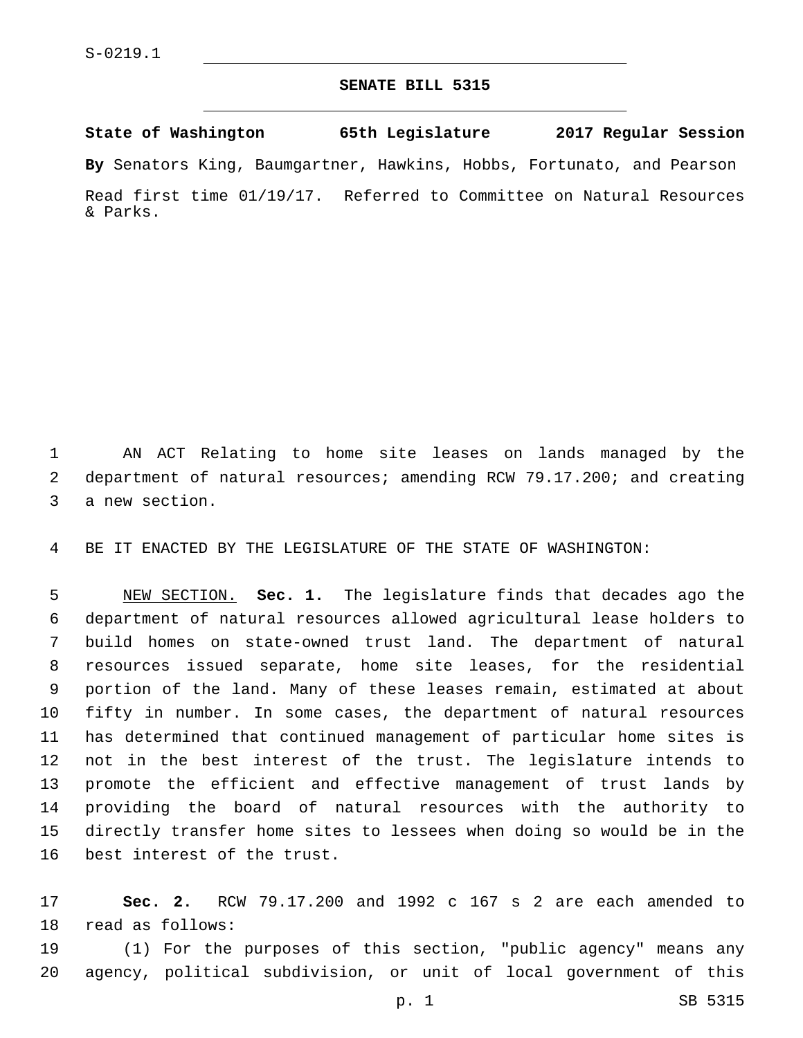S-0219.1

# SENATE BILL 5315

**State of Washington 65th Legislature 2017 Regular Session**

**By** Senators King, Baumgartner, Hawkins, Hobbs, Fortunato, and Pearson

Read first time 01/19/17. Referred to Committee on Natural Resources & Parks.

AN ACT Relating to home site leases on lands managed by the department of natural resources; amending RCW 79.17.200; and creating a new section.

BE IT ENACTED BY THE LEGISLATURE OF THE STATE OF WASHINGTON:

NEW SECTION. **Sec. 1.** The legislature finds that decades ago the department of natural resources allowed agricultural lease holders to build homes on state-owned trust land. The department of natural resources issued separate, home site leases, for the residential portion of the land. Many of these leases remain, estimated at about fifty in number. In some cases, the department of natural resources has determined that continued management of particular home sites is not in the best interest of the trust. The legislature intends to promote the efficient and effective management of trust lands by providing the board of natural resources with the authority to directly transfer home sites to lessees when doing so would be in the best interest of the trust.

**Sec. 2.** RCW 79.17.200 and 1992 c 167 s 2 are each amended to read as follows:

(1) For the purposes of this section, "public agency" means any agency, political subdivision, or unit of local government of this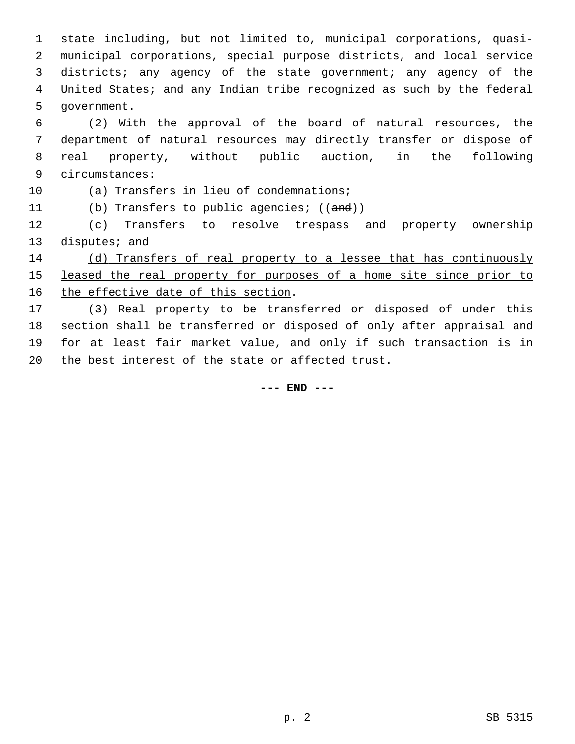state including, but not limited to, municipal corporations, quasi-municipal corporations, special purpose districts, and local service districts; any agency of the state government; any agency of the United States; and any Indian tribe recognized as such by the federal government.

(2) With the approval of the board of natural resources, the department of natural resources may directly transfer or dispose of real property, without public auction, in the following circumstances:

(a) Transfers in lieu of condemnations;

(b) Transfers to public agencies; ((~~and~~))

(c) Transfers to resolve trespass and property ownership disputes<u>; and</u>

<u>(d) Transfers of real property to a lessee that has continuously leased the real property for purposes of a home site since prior to the effective date of this section</u>.

(3) Real property to be transferred or disposed of under this section shall be transferred or disposed of only after appraisal and for at least fair market value, and only if such transaction is in the best interest of the state or affected trust.

**--- END ---**